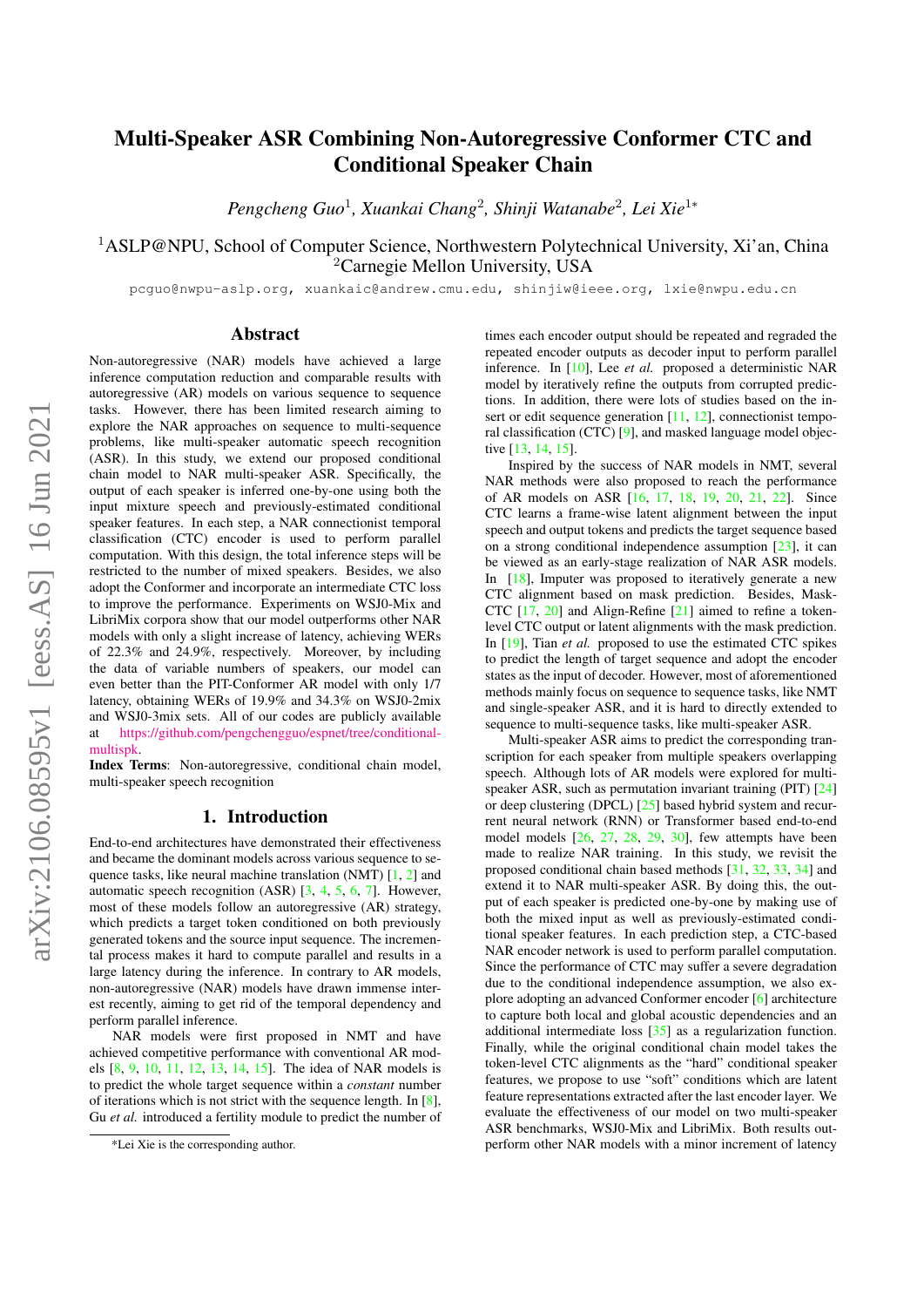# Multi-Speaker ASR Combining Non-Autoregressive Conformer CTC and Conditional Speaker Chain

*Pengcheng Guo*[1], *Xuankai Chang*[2], *Shinji Watanabe*[2], *Lei Xie*[1*]

[1]ASLP@NPU, School of Computer Science, Northwestern Polytechnical University, Xi'an, China
[2]Carnegie Mellon University, USA

pcguo@nwpu-aslp.org, xuankaic@andrew.cmu.edu, shinjiw@ieee.org, lxie@nwpu.edu.cn

## Abstract

Non-autoregressive (NAR) models have achieved a large inference computation reduction and comparable results with autoregressive (AR) models on various sequence to sequence tasks. However, there has been limited research aiming to explore the NAR approaches on sequence to multi-sequence problems, like multi-speaker automatic speech recognition (ASR). In this study, we extend our proposed conditional chain model to NAR multi-speaker ASR. Specifically, the output of each speaker is inferred one-by-one using both the input mixture speech and previously-estimated conditional speaker features. In each step, a NAR connectionist temporal classification (CTC) encoder is used to perform parallel computation. With this design, the total inference steps will be restricted to the number of mixed speakers. Besides, we also adopt the Conformer and incorporate an intermediate CTC loss to improve the performance. Experiments on WSJ0-Mix and LibriMix corpora show that our model outperforms other NAR models with only a slight increase of latency, achieving WERs of 22.3% and 24.9%, respectively. Moreover, by including the data of variable numbers of speakers, our model can even better than the PIT-Conformer AR model with only 1/7 latency, obtaining WERs of 19.9% and 34.3% on WSJ0-2mix and WSJ0-3mix sets. All of our codes are publicly available at https://github.com/pengchengguo/espnet/tree/conditional-multispk.

**Index Terms**: Non-autoregressive, conditional chain model, multi-speaker speech recognition

## 1. Introduction

End-to-end architectures have demonstrated their effectiveness and became the dominant models across various sequence to sequence tasks, like neural machine translation (NMT) [1, 2] and automatic speech recognition (ASR) [3, 4, 5, 6, 7]. However, most of these models follow an autoregressive (AR) strategy, which predicts a target token conditioned on both previously generated tokens and the source input sequence. The incremental process makes it hard to compute parallel and results in a large latency during the inference. In contrary to AR models, non-autoregressive (NAR) models have drawn immense interest recently, aiming to get rid of the temporal dependency and perform parallel inference.

NAR models were first proposed in NMT and have achieved competitive performance with conventional AR models [8, 9, 10, 11, 12, 13, 14, 15]. The idea of NAR models is to predict the whole target sequence within a *constant* number of iterations which is not strict with the sequence length. In [8], Gu *et al.* introduced a fertility module to predict the number of times each encoder output should be repeated and regraded the repeated encoder outputs as decoder input to perform parallel inference. In [10], Lee *et al.* proposed a deterministic NAR model by iteratively refine the outputs from corrupted predictions. In addition, there were lots of studies based on the insert or edit sequence generation [11, 12], connectionist temporal classification (CTC) [9], and masked language model objective [13, 14, 15].

Inspired by the success of NAR models in NMT, several NAR methods were also proposed to reach the performance of AR models on ASR [16, 17, 18, 19, 20, 21, 22]. Since CTC learns a frame-wise latent alignment between the input speech and output tokens and predicts the target sequence based on a strong conditional independence assumption [23], it can be viewed as an early-stage realization of NAR models. In [18], Imputer was proposed to iteratively generate a new CTC alignment based on mask prediction. Besides, Mask-CTC [17, 20] and Align-Refine [21] aimed to refine a token-level CTC output or latent alignments with the mask prediction. In [19], Tian *et al.* proposed to use the estimated CTC spikes to predict the length of target sequence and adopt the encoder states as the input of decoder. However, most of aforementioned methods mainly focus on sequence to sequence tasks, like NMT and single-speaker ASR, and it is hard to directly extended to sequence to multi-sequence tasks, like multi-speaker ASR.

Multi-speaker ASR aims to predict the corresponding transcription for each speaker from multiple speakers overlapping speech. Although lots of AR models were explored for multi-speaker ASR, such as permutation invariant training (PIT) [24] or deep clustering (DPCL) [25] based hybrid system and recurrent neural network (RNN) or Transformer based end-to-end model models [26, 27, 28, 29, 30], few attempts have been made to realize NAR training. In this study, we revisit the proposed conditional chain based methods [31, 32, 33, 34] and extend it to NAR multi-speaker ASR. By doing this, the output of each speaker is predicted one-by-one by making use of both the mixed input as well as previously-estimated conditional speaker features. In each prediction step, a CTC-based NAR encoder network is used to perform parallel computation. Since the performance of CTC may suffer a severe degradation due to the conditional independence assumption, we also explore adopting an advanced Conformer encoder [6] architecture to capture both local and global acoustic dependencies and an additional intermediate loss [35] as a regularization function. Finally, while the original conditional chain model takes the token-level CTC alignments as the "hard" conditional speaker features, we propose to use "soft" conditions which are latent feature representations extracted after the last encoder layer. We evaluate the effectiveness of our model on two multi-speaker ASR benchmarks, WSJ0-Mix and LibriMix. Both results outperform other NAR models with a minor increment of latency

*Lei Xie is the corresponding author.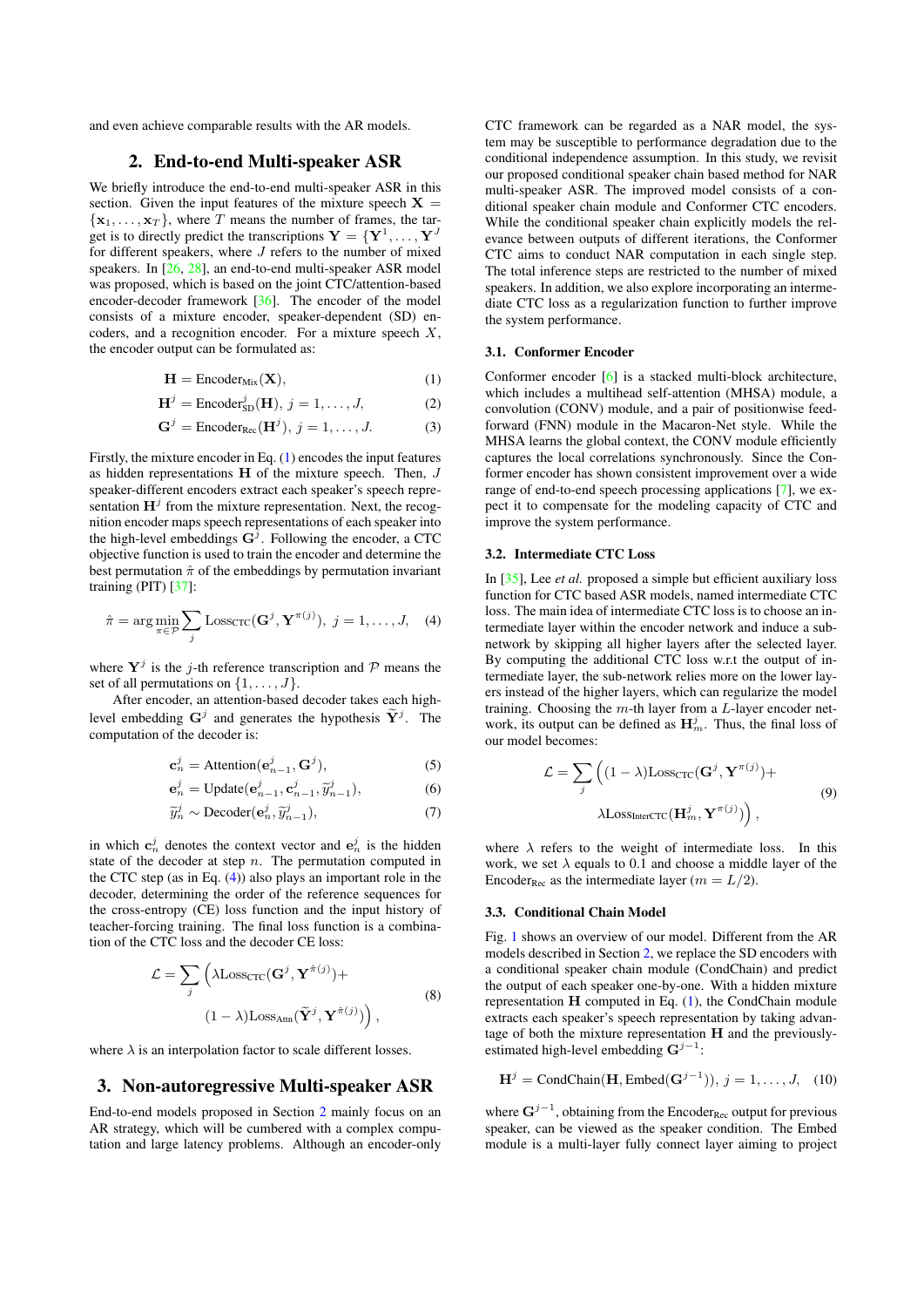and even achieve comparable results with the AR models.

## 2. End-to-end Multi-speaker ASR

We briefly introduce the end-to-end multi-speaker ASR in this section. Given the input features of the mixture speech $\mathbf{X} = \{\mathbf{x}_1, \ldots, \mathbf{x}_T\}$, where $T$ means the number of frames, the target is to directly predict the transcriptions $\mathbf{Y} = \{\mathbf{Y}^1, \ldots, \mathbf{Y}^J$ for different speakers, where $J$ refers to the number of mixed speakers. In [26, 28], an end-to-end multi-speaker ASR model was proposed, which is based on the joint CTC/attention-based encoder-decoder framework [36]. The encoder of the model consists of a mixture encoder, speaker-dependent (SD) encoders, and a recognition encoder. For a mixture speech $X$, the encoder output can be formulated as:

$$\mathbf{H} = \text{Encoder}_{\text{Mix}}(\mathbf{X}), \tag{1}$$

$$\mathbf{H}^j = \text{Encoder}^j_{\text{SD}}(\mathbf{H}),\ j = 1, \ldots, J, \tag{2}$$

$$\mathbf{G}^j = \text{Encoder}_{\text{Rec}}(\mathbf{H}^j),\ j = 1, \ldots, J. \tag{3}$$

Firstly, the mixture encoder in Eq. (1) encodes the input features as hidden representations $\mathbf{H}$ of the mixture speech. Then, $J$ speaker-different encoders extract each speaker's speech representation $\mathbf{H}^j$ from the mixture representation. Next, the recognition encoder maps speech representations of each speaker into the high-level embeddings $\mathbf{G}^j$. Following the encoder, a CTC objective function is used to train the encoder and determine the best permutation $\hat{\pi}$ of the embeddings by permutation invariant training (PIT) [37]:

$$\hat{\pi} = \arg\min_{\pi \in \mathcal{P}} \sum_j \text{Loss}_{\text{CTC}}(\mathbf{G}^j, \mathbf{Y}^{\pi(j)}),\ j = 1, \ldots, J, \tag{4}$$

where $\mathbf{Y}^j$ is the $j$-th reference transcription and $\mathcal{P}$ means the set of all permutations on $\{1, \ldots, J\}$.

After encoder, an attention-based decoder takes each high-level embedding $\mathbf{G}^j$ and generates the hypothesis $\widetilde{\mathbf{Y}}^j$. The computation of the decoder is:

$$\mathbf{c}^j_n = \text{Attention}(\mathbf{e}^j_{n-1}, \mathbf{G}^j), \tag{5}$$

$$\mathbf{e}^j_n = \text{Update}(\mathbf{e}^j_{n-1}, \mathbf{c}^j_{n-1}, \widetilde{y}^j_{n-1}), \tag{6}$$

$$\widetilde{y}^j_n \sim \text{Decoder}(\mathbf{e}^j_n, \widetilde{y}^j_{n-1}), \tag{7}$$

in which $\mathbf{c}^j_n$ denotes the context vector and $\mathbf{e}^j_n$ is the hidden state of the decoder at step $n$. The permutation computed in the CTC step (as in Eq. (4)) also plays an important role in the decoder, determining the order of the reference sequences for the cross-entropy (CE) loss function and the input history of teacher-forcing training. The final loss function is a combination of the CTC loss and the decoder CE loss:

$$\mathcal{L} = \sum_j \Big(\lambda \text{Loss}_{\text{CTC}}(\mathbf{G}^j, \mathbf{Y}^{\hat{\pi}(j)}) + (1-\lambda)\text{Loss}_{\text{Attn}}(\widetilde{\mathbf{Y}}^j, \mathbf{Y}^{\hat{\pi}(j)})\Big), \tag{8}$$

where $\lambda$ is an interpolation factor to scale different losses.

## 3. Non-autoregressive Multi-speaker ASR

End-to-end models proposed in Section 2 mainly focus on an AR strategy, which will be cumbered with a complex computation and large latency problems. Although an encoder-only CTC framework can be regarded as a NAR model, the system may be susceptible to performance degradation due to the conditional independence assumption. In this study, we revisit our proposed conditional speaker chain based method for NAR multi-speaker ASR. The improved model consists of a conditional speaker chain module and Conformer CTC encoders. While the conditional speaker chain explicitly models the relevance between outputs of different iterations, the Conformer CTC aims to conduct NAR computation in each single step. The total inference steps are restricted to the number of mixed speakers. In addition, we also explore incorporating an intermediate CTC loss as a regularization function to further improve the system performance.

### 3.1. Conformer Encoder

Conformer encoder [6] is a stacked multi-block architecture, which includes a multihead self-attention (MHSA) module, a convolution (CONV) module, and a pair of positionwise feed-forward (FNN) module in the Macaron-Net style. While the MHSA learns the global context, the CONV module efficiently captures the local correlations synchronously. Since the Conformer encoder has shown consistent improvement over a wide range of end-to-end speech processing applications [7], we expect it to compensate for the modeling capacity of CTC and improve the system performance.

### 3.2. Intermediate CTC Loss

In [35], Lee *et al.* proposed a simple but efficient auxiliary loss function for CTC based ASR models, named intermediate CTC loss. The main idea of intermediate CTC loss is to choose an intermediate layer within the encoder network and induce a sub-network by skipping all higher layers after the selected layer. By computing the additional CTC loss w.r.t the output of intermediate layer, the sub-network relies more on the lower layers instead of the higher layers, which can regularize the model training. Choosing the $m$-th layer from a $L$-layer encoder network, its output can be defined as $\mathbf{H}^j_m$. Thus, the final loss of our model becomes:

$$\mathcal{L} = \sum_j \Big((1-\lambda)\text{Loss}_{\text{CTC}}(\mathbf{G}^j, \mathbf{Y}^{\pi(j)}) + \lambda \text{Loss}_{\text{InterCTC}}(\mathbf{H}^j_m, \mathbf{Y}^{\pi(j)})\Big), \tag{9}$$

where $\lambda$ refers to the weight of intermediate loss. In this work, we set $\lambda$ equals to 0.1 and choose a middle layer of the $\text{Encoder}_{\text{Rec}}$ as the intermediate layer ($m = L/2$).

### 3.3. Conditional Chain Model

Fig. 1 shows an overview of our model. Different from the AR models described in Section 2, we replace the SD encoders with a conditional speaker chain module (CondChain) and predict the output of each speaker one-by-one. With a hidden mixture representation $\mathbf{H}$ computed in Eq. (1), the CondChain module extracts each speaker's speech representation by taking advantage of both the mixture representation $\mathbf{H}$ and the previously-estimated high-level embedding $\mathbf{G}^{j-1}$:

$$\mathbf{H}^j = \text{CondChain}(\mathbf{H}, \text{Embed}(\mathbf{G}^{j-1})),\ j = 1, \ldots, J, \tag{10}$$

where $\mathbf{G}^{j-1}$, obtaining from the $\text{Encoder}_{\text{Rec}}$ output for previous speaker, can be viewed as the speaker condition. The Embed module is a multi-layer fully connect layer aiming to project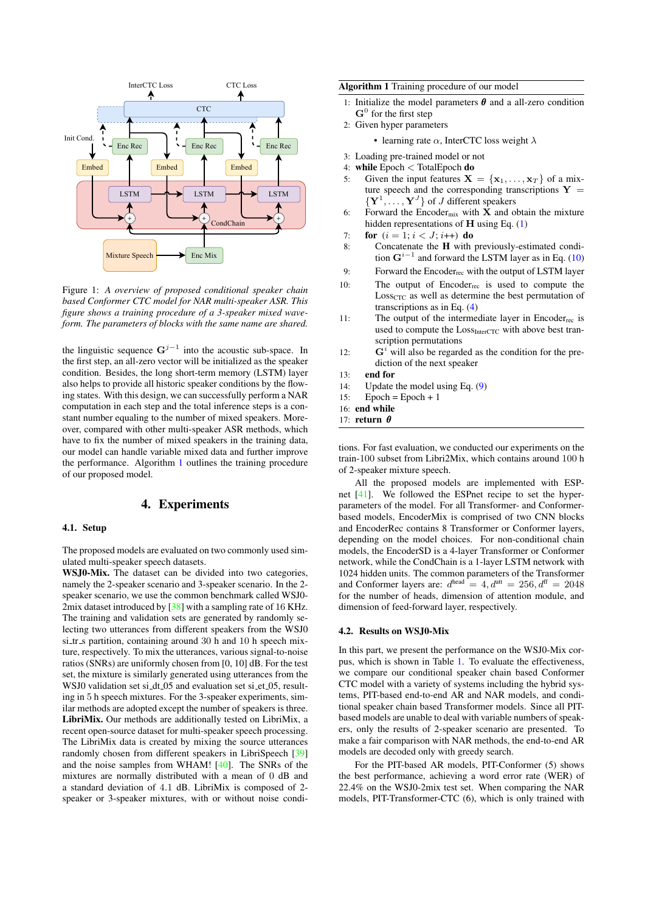Figure 1: *A overview of proposed conditional speaker chain based Conformer CTC model for NAR multi-speaker ASR. This figure shows a training procedure of a 3-speaker mixed waveform. The parameters of blocks with the same name are shared.*

the linguistic sequence $\mathbf{G}^{j-1}$ into the acoustic sub-space. In the first step, an all-zero vector will be initialized as the speaker condition. Besides, the long short-term memory (LSTM) layer also helps to provide all historic speaker conditions by the flowing states. With this design, we can successfully perform a NAR computation in each step and the total inference steps is a constant number equaling to the number of mixed speakers. Moreover, compared with other multi-speaker ASR methods, which have to fix the number of mixed speakers in the training data, our model can handle variable mixed data and further improve the performance. Algorithm 1 outlines the training procedure of our proposed model.

**Algorithm 1** Training procedure of our model

1: Initialize the model parameters $\boldsymbol{\theta}$ and a all-zero condition $\mathbf{G}^0$ for the first step
2: Given hyper parameters
   - learning rate $\alpha$, InterCTC loss weight $\lambda$
3: Loading pre-trained model or not
4: **while** Epoch < TotalEpoch **do**
5: Given the input features $\mathbf{X} = \{\mathbf{x}_1, \dots, \mathbf{x}_T\}$ of a mixture speech and the corresponding transcriptions $\mathbf{Y} = \{\mathbf{Y}^1, \dots, \mathbf{Y}^J\}$ of $J$ different speakers
6: Forward the Encoder$_{\text{mix}}$ with $\mathbf{X}$ and obtain the mixture hidden representations of $\mathbf{H}$ using Eq. (1)
7: **for** $(i = 1; i < J; i\text{++})$ **do**
8: Concatenate the $\mathbf{H}$ with previously-estimated condition $\mathbf{G}^{i-1}$ and forward the LSTM layer as in Eq. (10)
9: Forward the Encoder$_{\text{rec}}$ with the output of LSTM layer
10: The output of Encoder$_{\text{rec}}$ is used to compute the Loss$_{\text{CTC}}$ as well as determine the best permutation of transcriptions as in Eq. (4)
11: The output of the intermediate layer in Encoder$_{\text{rec}}$ is used to compute the Loss$_{\text{InterCTC}}$ with above best transcription permutations
12: $\mathbf{G}^i$ will also be regarded as the condition for the prediction of the next speaker
13: **end for**
14: Update the model using Eq. (9)
15: Epoch = Epoch + 1
16: **end while**
17: **return** $\boldsymbol{\theta}$

## 4. Experiments

### 4.1. Setup

The proposed models are evaluated on two commonly used simulated multi-speaker speech datasets.

**WSJ0-Mix.** The dataset can be divided into two categories, namely the 2-speaker scenario and 3-speaker scenario. In the 2-speaker scenario, we use the common benchmark called WSJ0-2mix dataset introduced by [38] with a sampling rate of 16 KHz. The training and validation sets are generated by randomly selecting two utterances from different speakers from the WSJ0 si_tr_s partition, containing around 30 h and 10 h speech mixture, respectively. To mix the utterances, various signal-to-noise ratios (SNRs) are uniformly chosen from [0, 10] dB. For the test set, the mixture is similarly generated using utterances from the WSJ0 validation set si_dt_05 and evaluation set si_et_05, resulting in 5 h speech mixtures. For the 3-speaker experiments, similar methods are adopted except the number of speakers is three.

**LibriMix.** Our methods are additionally tested on LibriMix, a recent open-source dataset for multi-speaker speech processing. The LibriMix data is created by mixing the source utterances randomly chosen from different speakers in LibriSpeech [39] and the noise samples from WHAM! [40]. The SNRs of the mixtures are normally distributed with a mean of 0 dB and a standard deviation of 4.1 dB. LibriMix is composed of 2-speaker or 3-speaker mixtures, with or without noise conditions. For fast evaluation, we conducted our experiments on the train-100 subset from Libri2Mix, which contains around 100 h of 2-speaker mixture speech.

All the proposed models are implemented with ESPnet [41]. We followed the ESPnet recipe to set the hyper-parameters of the model. For all Transformer- and Conformer-based models, EncoderMix is comprised of two CNN blocks and EncoderRec contains 8 Transformer or Conformer layers, depending on the model choices. For non-conditional chain models, the EncoderSD is a 4-layer Transformer or Conformer network, while the CondChain is a 1-layer LSTM network with 1024 hidden units. The common parameters of the Transformer and Conformer layers are: $d^{\text{head}} = 4, d^{\text{att}} = 256, d^{\text{ff}} = 2048$ for the number of heads, dimension of attention module, and dimension of feed-forward layer, respectively.

### 4.2. Results on WSJ0-Mix

In this part, we present the performance on the WSJ0-Mix corpus, which is shown in Table 1. To evaluate the effectiveness, we compare our conditional speaker chain based Conformer CTC model with a variety of systems including the hybrid systems, PIT-based end-to-end AR and NAR models, and conditional speaker chain based Transformer models. Since all PIT-based models are unable to deal with variable numbers of speakers, only the results of 2-speaker scenario are presented. To make a fair comparison with NAR methods, the end-to-end AR models are decoded only with greedy search.

For the PIT-based AR models, PIT-Conformer (5) shows the best performance, achieving a word error rate (WER) of 22.4% on the WSJ0-2mix test set. When comparing the NAR models, PIT-Transformer-CTC (6), which is only trained with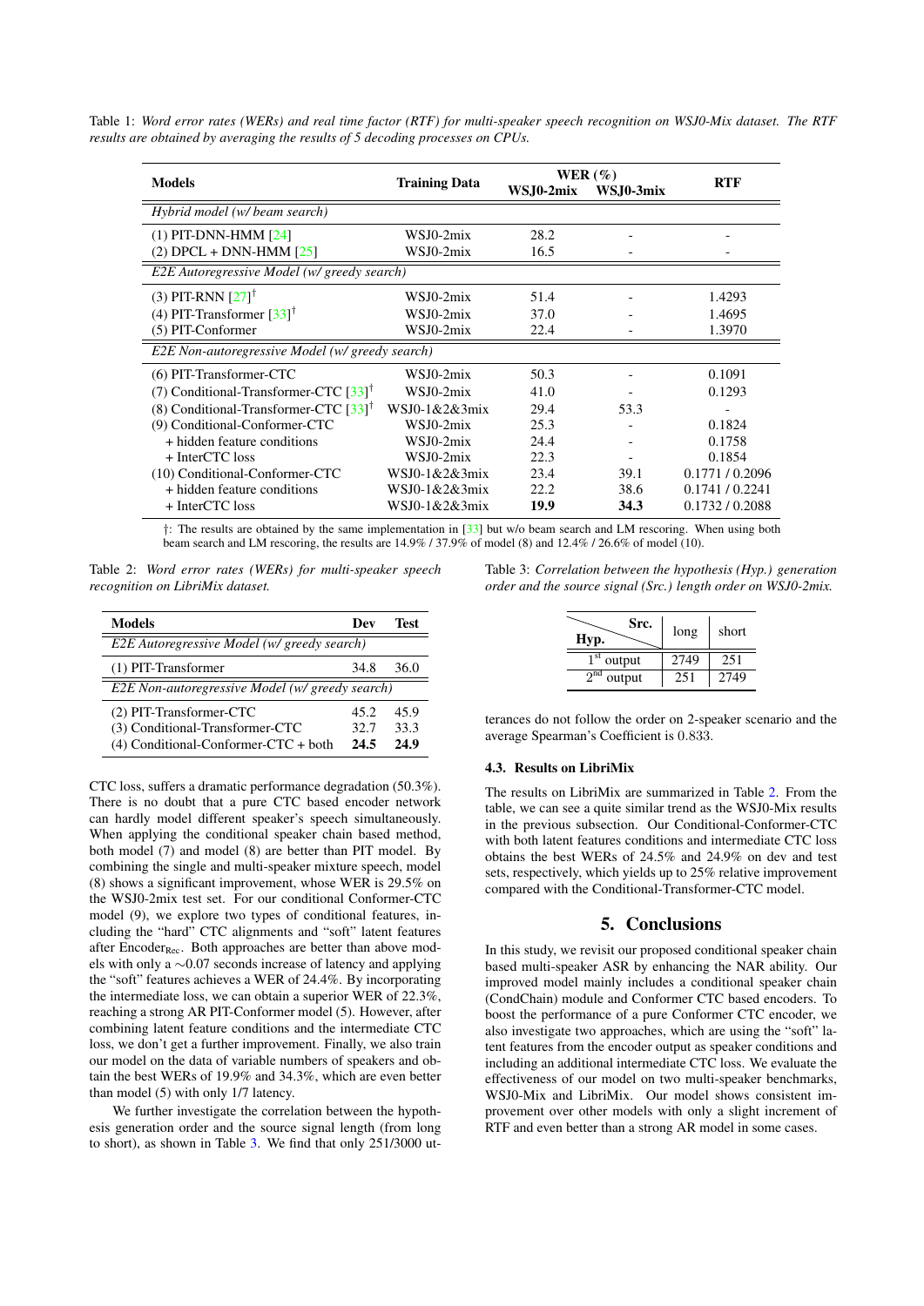Table 1: *Word error rates (WERs) and real time factor (RTF) for multi-speaker speech recognition on WSJ0-Mix dataset. The RTF results are obtained by averaging the results of 5 decoding processes on CPUs.*

| Models | Training Data | WER (%) | | RTF |
|---|---|---|---|---|
| | | WSJ0-2mix | WSJ0-3mix | |
| *Hybrid model (w/ beam search)* | | | | |
| (1) PIT-DNN-HMM [24] | WSJ0-2mix | 28.2 | - | - |
| (2) DPCL + DNN-HMM [25] | WSJ0-2mix | 16.5 | - | - |
| *E2E Autoregressive Model (w/ greedy search)* | | | | |
| (3) PIT-RNN [27][†] | WSJ0-2mix | 51.4 | - | 1.4293 |
| (4) PIT-Transformer [33][†] | WSJ0-2mix | 37.0 | - | 1.4695 |
| (5) PIT-Conformer | WSJ0-2mix | 22.4 | - | 1.3970 |
| *E2E Non-autoregressive Model (w/ greedy search)* | | | | |
| (6) PIT-Transformer-CTC | WSJ0-2mix | 50.3 | - | 0.1091 |
| (7) Conditional-Transformer-CTC [33][†] | WSJ0-2mix | 41.0 | - | 0.1293 |
| (8) Conditional-Transformer-CTC [33][†] | WSJ0-1&2&3mix | 29.4 | 53.3 | - |
| (9) Conditional-Conformer-CTC | WSJ0-2mix | 25.3 | - | 0.1824 |
| + hidden feature conditions | WSJ0-2mix | 24.4 | - | 0.1758 |
| + InterCTC loss | WSJ0-2mix | 22.3 | - | 0.1854 |
| (10) Conditional-Conformer-CTC | WSJ0-1&2&3mix | 23.4 | 39.1 | 0.1771 / 0.2096 |
| + hidden feature conditions | WSJ0-1&2&3mix | 22.2 | 38.6 | 0.1741 / 0.2241 |
| + InterCTC loss | WSJ0-1&2&3mix | **19.9** | **34.3** | 0.1732 / 0.2088 |

†: The results are obtained by the same implementation in [33] but w/o beam search and LM rescoring. When using both beam search and LM rescoring, the results are 14.9% / 37.9% of model (8) and 12.4% / 26.6% of model (10).

Table 2: *Word error rates (WERs) for multi-speaker speech recognition on LibriMix dataset.*

| Models | Dev | Test |
|---|---|---|
| *E2E Autoregressive Model (w/ greedy search)* | | |
| (1) PIT-Transformer | 34.8 | 36.0 |
| *E2E Non-autoregressive Model (w/ greedy search)* | | |
| (2) PIT-Transformer-CTC | 45.2 | 45.9 |
| (3) Conditional-Transformer-CTC | 32.7 | 33.3 |
| (4) Conditional-Conformer-CTC + both | **24.5** | **24.9** |

CTC loss, suffers a dramatic performance degradation (50.3%). There is no doubt that a pure CTC based encoder network can hardly model different speaker's speech simultaneously. When applying the conditional speaker chain based method, both model (7) and model (8) are better than PIT model. By combining the single and multi-speaker mixture speech, model (8) shows a significant improvement, whose WER is 29.5% on the WSJ0-2mix test set. For our conditional Conformer-CTC model (9), we explore two types of conditional features, including the "hard" CTC alignments and "soft" latent features after $\text{Encoder}_{\text{Rec}}$. Both approaches are better than above models with only a $\sim$0.07 seconds increase of latency and applying the "soft" features achieves a WER of 24.4%. By incorporating the intermediate loss, we can obtain a superior WER of 22.3%, reaching a strong AR PIT-Conformer model (5). However, after combining latent feature conditions and the intermediate CTC loss, we don't get a further improvement. Finally, we also train our model on the data of variable numbers of speakers and obtain the best WERs of 19.9% and 34.3%, which are even better than model (5) with only 1/7 latency.

We further investigate the correlation between the hypothesis generation order and the source signal length (from long to short), as shown in Table 3. We find that only 251/3000 utterances do not follow the order on 2-speaker scenario and the average Spearman's Coefficient is 0.833.

Table 3: *Correlation between the hypothesis (Hyp.) generation order and the source signal (Src.) length order on WSJ0-2mix.*

| Hyp. \ Src. | long | short |
|---|---|---|
| 1st output | 2749 | 251 |
| 2nd output | 251 | 2749 |

### 4.3. Results on LibriMix

The results on LibriMix are summarized in Table 2. From the table, we can see a quite similar trend as the WSJ0-Mix results in the previous subsection. Our Conditional-Conformer-CTC with both latent features conditions and intermediate CTC loss obtains the best WERs of 24.5% and 24.9% on dev and test sets, respectively, which yields up to 25% relative improvement compared with the Conditional-Transformer-CTC model.

## 5. Conclusions

In this study, we revisit our proposed conditional speaker chain based multi-speaker ASR by enhancing the NAR ability. Our improved model mainly includes a conditional speaker chain (CondChain) module and Conformer CTC based encoders. To boost the performance of a pure Conformer CTC encoder, we also investigate two approaches, which are using the "soft" latent features from the encoder output as speaker conditions and including an additional intermediate CTC loss. We evaluate the effectiveness of our model on two multi-speaker benchmarks, WSJ0-Mix and LibriMix. Our model shows consistent improvement over other models with only a slight increment of RTF and even better than a strong AR model in some cases.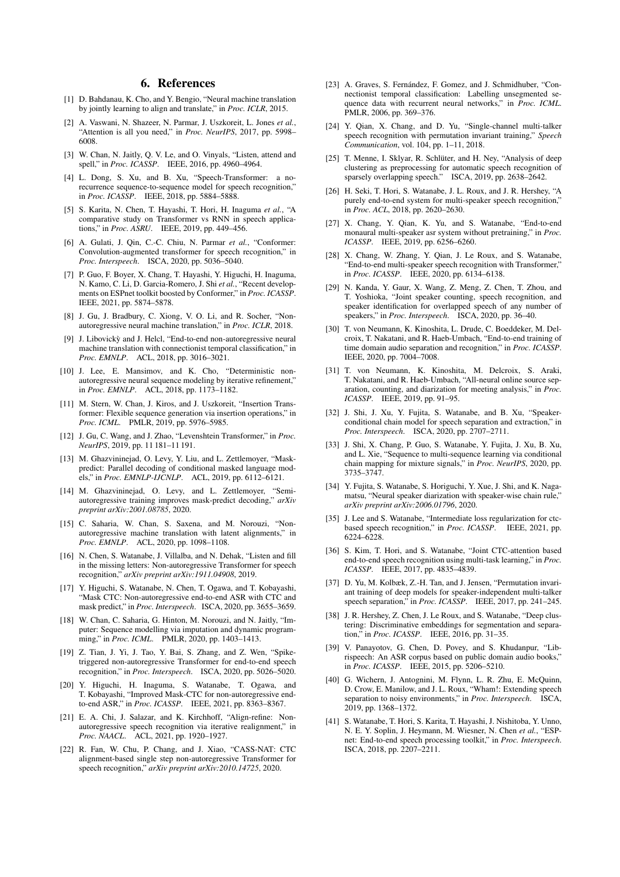## 6. References

[1] D. Bahdanau, K. Cho, and Y. Bengio, "Neural machine translation by jointly learning to align and translate," in *Proc. ICLR*, 2015.

[2] A. Vaswani, N. Shazeer, N. Parmar, J. Uszkoreit, L. Jones *et al.*, "Attention is all you need," in *Proc. NeurIPS*, 2017, pp. 5998–6008.

[3] W. Chan, N. Jaitly, Q. V. Le, and O. Vinyals, "Listen, attend and spell," in *Proc. ICASSP*. IEEE, 2016, pp. 4960–4964.

[4] L. Dong, S. Xu, and B. Xu, "Speech-Transformer: a no-recurrence sequence-to-sequence model for speech recognition," in *Proc. ICASSP*. IEEE, 2018, pp. 5884–5888.

[5] S. Karita, N. Chen, T. Hayashi, T. Hori, H. Inaguma *et al.*, "A comparative study on Transformer vs RNN in speech applications," in *Proc. ASRU*. IEEE, 2019, pp. 449–456.

[6] A. Gulati, J. Qin, C.-C. Chiu, N. Parmar *et al.*, "Conformer: Convolution-augmented transformer for speech recognition," in *Proc. Interspeech*. ISCA, 2020, pp. 5036–5040.

[7] P. Guo, F. Boyer, X. Chang, T. Hayashi, Y. Higuchi, H. Inaguma, N. Kamo, C. Li, D. Garcia-Romero, J. Shi *et al.*, "Recent developments on ESPnet toolkit boosted by Conformer," in *Proc. ICASSP*. IEEE, 2021, pp. 5874–5878.

[8] J. Gu, J. Bradbury, C. Xiong, V. O. Li, and R. Socher, "Non-autoregressive neural machine translation," in *Proc. ICLR*, 2018.

[9] J. Libovickỳ and J. Helcl, "End-to-end non-autoregressive neural machine translation with connectionist temporal classification," in *Proc. EMNLP*. ACL, 2018, pp. 3016–3021.

[10] J. Lee, E. Mansimov, and K. Cho, "Deterministic non-autoregressive neural sequence modeling by iterative refinement," in *Proc. EMNLP*. ACL, 2018, pp. 1173–1182.

[11] M. Stern, W. Chan, J. Kiros, and J. Uszkoreit, "Insertion Transformer: Flexible sequence generation via insertion operations," in *Proc. ICML*. PMLR, 2019, pp. 5976–5985.

[12] J. Gu, C. Wang, and J. Zhao, "Levenshtein Transformer," in *Proc. NeurIPS*, 2019, pp. 11 181–11 191.

[13] M. Ghazvininejad, O. Levy, Y. Liu, and L. Zettlemoyer, "Mask-predict: Parallel decoding of conditional masked language models," in *Proc. EMNLP-IJCNLP*. ACL, 2019, pp. 6112–6121.

[14] M. Ghazvininejad, O. Levy, and L. Zettlemoyer, "Semi-autoregressive training improves mask-predict decoding," *arXiv preprint arXiv:2001.08785*, 2020.

[15] C. Saharia, W. Chan, S. Saxena, and M. Norouzi, "Non-autoregressive machine translation with latent alignments," in *Proc. EMNLP*. ACL, 2020, pp. 1098–1108.

[16] N. Chen, S. Watanabe, J. Villalba, and N. Dehak, "Listen and fill in the missing letters: Non-autoregressive Transformer for speech recognition," *arXiv preprint arXiv:1911.04908*, 2019.

[17] Y. Higuchi, S. Watanabe, N. Chen, T. Ogawa, and T. Kobayashi, "Mask CTC: Non-autoregressive end-to-end ASR with CTC and mask predict," in *Proc. Interspeech*. ISCA, 2020, pp. 3655–3659.

[18] W. Chan, C. Saharia, G. Hinton, M. Norouzi, and N. Jaitly, "Imputer: Sequence modelling via imputation and dynamic programming," in *Proc. ICML*. PMLR, 2020, pp. 1403–1413.

[19] Z. Tian, J. Yi, J. Tao, Y. Bai, S. Zhang, and Z. Wen, "Spike-triggered non-autoregressive Transformer for end-to-end speech recognition," in *Proc. Interspeech*. ISCA, 2020, pp. 5026–5020.

[20] Y. Higuchi, H. Inaguma, S. Watanabe, T. Ogawa, and T. Kobayashi, "Improved Mask-CTC for non-autoregressive end-to-end ASR," in *Proc. ICASSP*. IEEE, 2021, pp. 8363–8367.

[21] E. A. Chi, J. Salazar, and K. Kirchhoff, "Align-refine: Non-autoregressive speech recognition via iterative realignment," in *Proc. NAACL*. ACL, 2021, pp. 1920–1927.

[22] R. Fan, W. Chu, P. Chang, and J. Xiao, "CASS-NAT: CTC alignment-based single step non-autoregressive Transformer for speech recognition," *arXiv preprint arXiv:2010.14725*, 2020.

[23] A. Graves, S. Fernández, F. Gomez, and J. Schmidhuber, "Connectionist temporal classification: Labelling unsegmented sequence data with recurrent neural networks," in *Proc. ICML*. PMLR, 2006, pp. 369–376.

[24] Y. Qian, X. Chang, and D. Yu, "Single-channel multi-talker speech recognition with permutation invariant training," *Speech Communication*, vol. 104, pp. 1–11, 2018.

[25] T. Menne, I. Sklyar, R. Schlüter, and H. Ney, "Analysis of deep clustering as preprocessing for automatic speech recognition of sparsely overlapping speech." ISCA, 2019, pp. 2638–2642.

[26] H. Seki, T. Hori, S. Watanabe, J. L. Roux, and J. R. Hershey, "A purely end-to-end system for multi-speaker speech recognition," in *Proc. ACL*, 2018, pp. 2620–2630.

[27] X. Chang, Y. Qian, K. Yu, and S. Watanabe, "End-to-end monaural multi-speaker asr system without pretraining," in *Proc. ICASSP*. IEEE, 2019, pp. 6256–6260.

[28] X. Chang, W. Zhang, Y. Qian, J. Le Roux, and S. Watanabe, "End-to-end multi-speaker speech recognition with Transformer," in *Proc. ICASSP*. IEEE, 2020, pp. 6134–6138.

[29] N. Kanda, Y. Gaur, X. Wang, Z. Meng, Z. Chen, T. Zhou, and T. Yoshioka, "Joint speaker counting, speech recognition, and speaker identification for overlapped speech of any number of speakers," in *Proc. Interspeech*. ISCA, 2020, pp. 36–40.

[30] T. von Neumann, K. Kinoshita, L. Drude, C. Boeddeker, M. Delcroix, T. Nakatani, and R. Haeb-Umbach, "End-to-end training of time domain audio separation and recognition," in *Proc. ICASSP*. IEEE, 2020, pp. 7004–7008.

[31] T. von Neumann, K. Kinoshita, M. Delcroix, S. Araki, T. Nakatani, and R. Haeb-Umbach, "All-neural online source separation, counting, and diarization for meeting analysis," in *Proc. ICASSP*. IEEE, 2019, pp. 91–95.

[32] J. Shi, J. Xu, Y. Fujita, S. Watanabe, and B. Xu, "Speaker-conditional chain model for speech separation and extraction," in *Proc. Interspeech*. ISCA, 2020, pp. 2707–2711.

[33] J. Shi, X. Chang, P. Guo, S. Watanabe, Y. Fujita, J. Xu, B. Xu, and L. Xie, "Sequence to multi-sequence learning via conditional chain mapping for mixture signals," in *Proc. NeurIPS*, 2020, pp. 3735–3747.

[34] Y. Fujita, S. Watanabe, S. Horiguchi, Y. Xue, J. Shi, and K. Nagamatsu, "Neural speaker diarization with speaker-wise chain rule," *arXiv preprint arXiv:2006.01796*, 2020.

[35] J. Lee and S. Watanabe, "Intermediate loss regularization for ctc-based speech recognition," in *Proc. ICASSP*. IEEE, 2021, pp. 6224–6228.

[36] S. Kim, T. Hori, and S. Watanabe, "Joint CTC-attention based end-to-end speech recognition using multi-task learning," in *Proc. ICASSP*. IEEE, 2017, pp. 4835–4839.

[37] D. Yu, M. Kolbæk, Z.-H. Tan, and J. Jensen, "Permutation invariant training of deep models for speaker-independent multi-talker speech separation," in *Proc. ICASSP*. IEEE, 2017, pp. 241–245.

[38] J. R. Hershey, Z. Chen, J. Le Roux, and S. Watanabe, "Deep clustering: Discriminative embeddings for segmentation and separation," in *Proc. ICASSP*. IEEE, 2016, pp. 31–35.

[39] V. Panayotov, G. Chen, D. Povey, and S. Khudanpur, "Librispeech: An ASR corpus based on public domain audio books," in *Proc. ICASSP*. IEEE, 2015, pp. 5206–5210.

[40] G. Wichern, J. Antognini, M. Flynn, L. R. Zhu, E. McQuinn, D. Crow, E. Manilow, and J. L. Roux, "Wham!: Extending speech separation to noisy environments," in *Proc. Interspeech*. ISCA, 2019, pp. 1368–1372.

[41] S. Watanabe, T. Hori, S. Karita, T. Hayashi, J. Nishitoba, Y. Unno, N. E. Y. Soplin, J. Heymann, M. Wiesner, N. Chen *et al.*, "ESPnet: End-to-end speech processing toolkit," in *Proc. Interspeech*. ISCA, 2018, pp. 2207–2211.